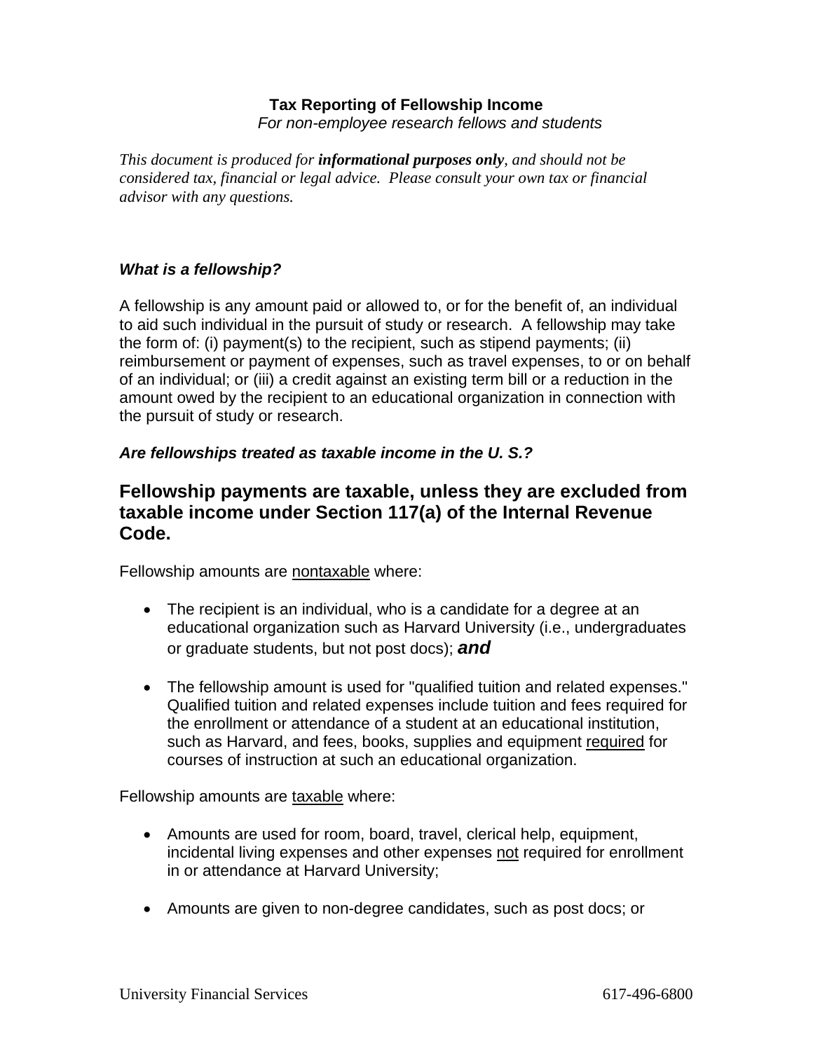# Tax Reporting of Fellowship Income

*For non-employee research fellows and students*

*This document is produced for **informational purposes only**, and should not be considered tax, financial or legal advice. Please consult your own tax or financial advisor with any questions.*

### *What is a fellowship?*

A fellowship is any amount paid or allowed to, or for the benefit of, an individual to aid such individual in the pursuit of study or research. A fellowship may take the form of: (i) payment(s) to the recipient, such as stipend payments; (ii) reimbursement or payment of expenses, such as travel expenses, to or on behalf of an individual; or (iii) a credit against an existing term bill or a reduction in the amount owed by the recipient to an educational organization in connection with the pursuit of study or research.

### *Are fellowships treated as taxable income in the U. S.?*

## Fellowship payments are taxable, unless they are excluded from taxable income under Section 117(a) of the Internal Revenue Code.

Fellowship amounts are <u>nontaxable</u> where:

- The recipient is an individual, who is a candidate for a degree at an educational organization such as Harvard University (i.e., undergraduates or graduate students, but not post docs); ***and***
- The fellowship amount is used for "qualified tuition and related expenses." Qualified tuition and related expenses include tuition and fees required for the enrollment or attendance of a student at an educational institution, such as Harvard, and fees, books, supplies and equipment <u>required</u> for courses of instruction at such an educational organization.

Fellowship amounts are <u>taxable</u> where:

- Amounts are used for room, board, travel, clerical help, equipment, incidental living expenses and other expenses <u>not</u> required for enrollment in or attendance at Harvard University;
- Amounts are given to non-degree candidates, such as post docs; or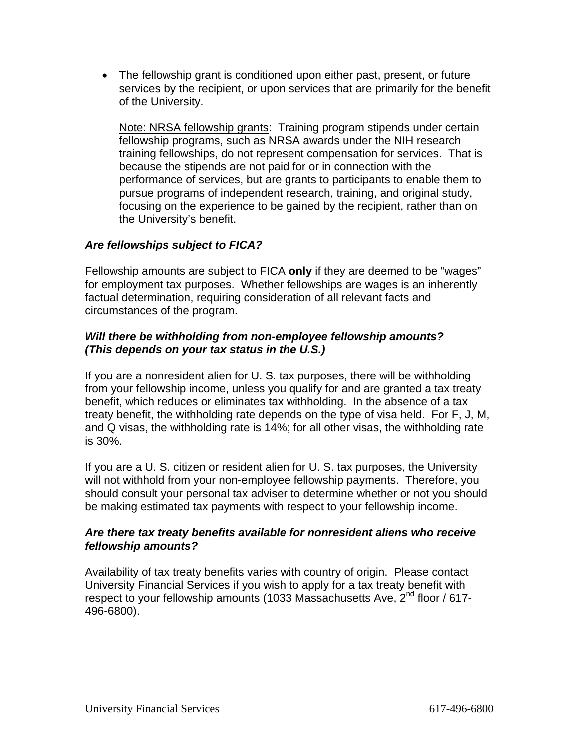- The fellowship grant is conditioned upon either past, present, or future services by the recipient, or upon services that are primarily for the benefit of the University.

  Note: NRSA fellowship grants: Training program stipends under certain fellowship programs, such as NRSA awards under the NIH research training fellowships, do not represent compensation for services. That is because the stipends are not paid for or in connection with the performance of services, but are grants to participants to enable them to pursue programs of independent research, training, and original study, focusing on the experience to be gained by the recipient, rather than on the University's benefit.

***Are fellowships subject to FICA?***

Fellowship amounts are subject to FICA **only** if they are deemed to be "wages" for employment tax purposes. Whether fellowships are wages is an inherently factual determination, requiring consideration of all relevant facts and circumstances of the program.

***Will there be withholding from non-employee fellowship amounts? (This depends on your tax status in the U.S.)***

If you are a nonresident alien for U. S. tax purposes, there will be withholding from your fellowship income, unless you qualify for and are granted a tax treaty benefit, which reduces or eliminates tax withholding. In the absence of a tax treaty benefit, the withholding rate depends on the type of visa held. For F, J, M, and Q visas, the withholding rate is 14%; for all other visas, the withholding rate is 30%.

If you are a U. S. citizen or resident alien for U. S. tax purposes, the University will not withhold from your non-employee fellowship payments. Therefore, you should consult your personal tax adviser to determine whether or not you should be making estimated tax payments with respect to your fellowship income.

***Are there tax treaty benefits available for nonresident aliens who receive fellowship amounts?***

Availability of tax treaty benefits varies with country of origin. Please contact University Financial Services if you wish to apply for a tax treaty benefit with respect to your fellowship amounts (1033 Massachusetts Ave, 2nd floor / 617-496-6800).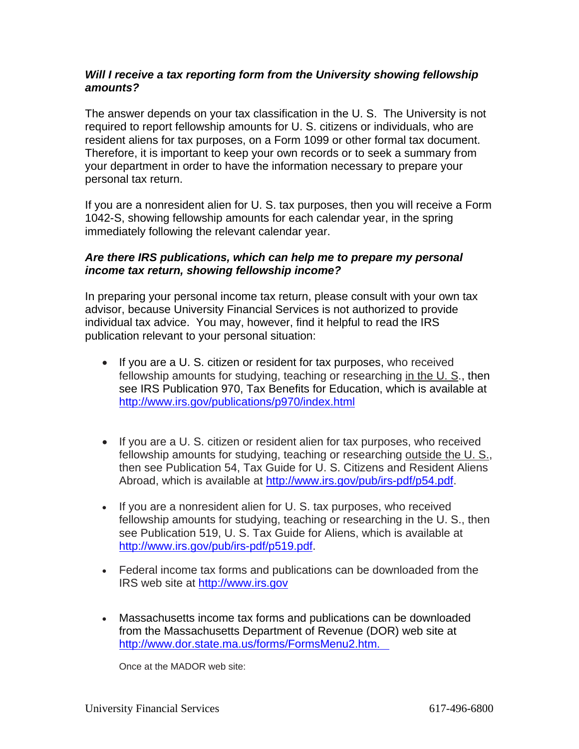***Will I receive a tax reporting form from the University showing fellowship amounts?***

The answer depends on your tax classification in the U. S. The University is not required to report fellowship amounts for U. S. citizens or individuals, who are resident aliens for tax purposes, on a Form 1099 or other formal tax document. Therefore, it is important to keep your own records or to seek a summary from your department in order to have the information necessary to prepare your personal tax return.

If you are a nonresident alien for U. S. tax purposes, then you will receive a Form 1042-S, showing fellowship amounts for each calendar year, in the spring immediately following the relevant calendar year.

***Are there IRS publications, which can help me to prepare my personal income tax return, showing fellowship income?***

In preparing your personal income tax return, please consult with your own tax advisor, because University Financial Services is not authorized to provide individual tax advice. You may, however, find it helpful to read the IRS publication relevant to your personal situation:

- If you are a U. S. citizen or resident for tax purposes, who received fellowship amounts for studying, teaching or researching in the U. S., then see IRS Publication 970, Tax Benefits for Education, which is available at http://www.irs.gov/publications/p970/index.html

- If you are a U. S. citizen or resident alien for tax purposes, who received fellowship amounts for studying, teaching or researching outside the U. S., then see Publication 54, Tax Guide for U. S. Citizens and Resident Aliens Abroad, which is available at http://www.irs.gov/pub/irs-pdf/p54.pdf.

- If you are a nonresident alien for U. S. tax purposes, who received fellowship amounts for studying, teaching or researching in the U. S., then see Publication 519, U. S. Tax Guide for Aliens, which is available at http://www.irs.gov/pub/irs-pdf/p519.pdf.

- Federal income tax forms and publications can be downloaded from the IRS web site at http://www.irs.gov

- Massachusetts income tax forms and publications can be downloaded from the Massachusetts Department of Revenue (DOR) web site at http://www.dor.state.ma.us/forms/FormsMenu2.htm.

  Once at the MADOR web site: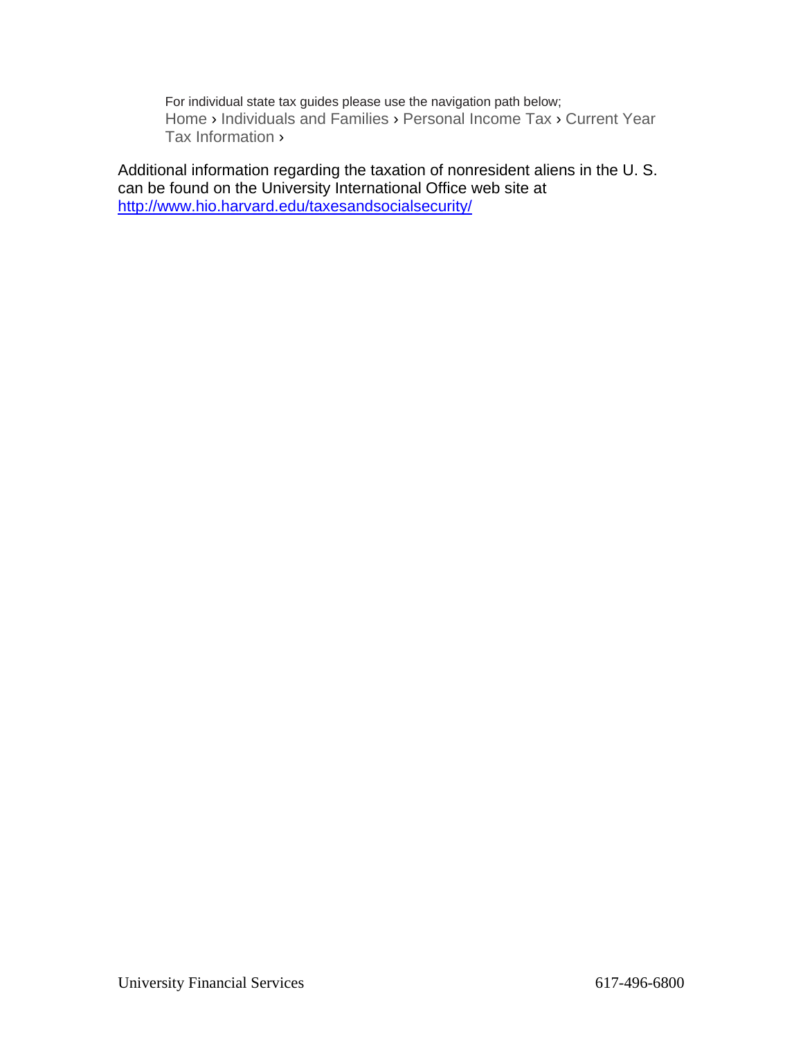For individual state tax guides please use the navigation path below;

Home › Individuals and Families › Personal Income Tax › Current Year Tax Information ›

Additional information regarding the taxation of nonresident aliens in the U. S. can be found on the University International Office web site at http://www.hio.harvard.edu/taxesandsocialsecurity/